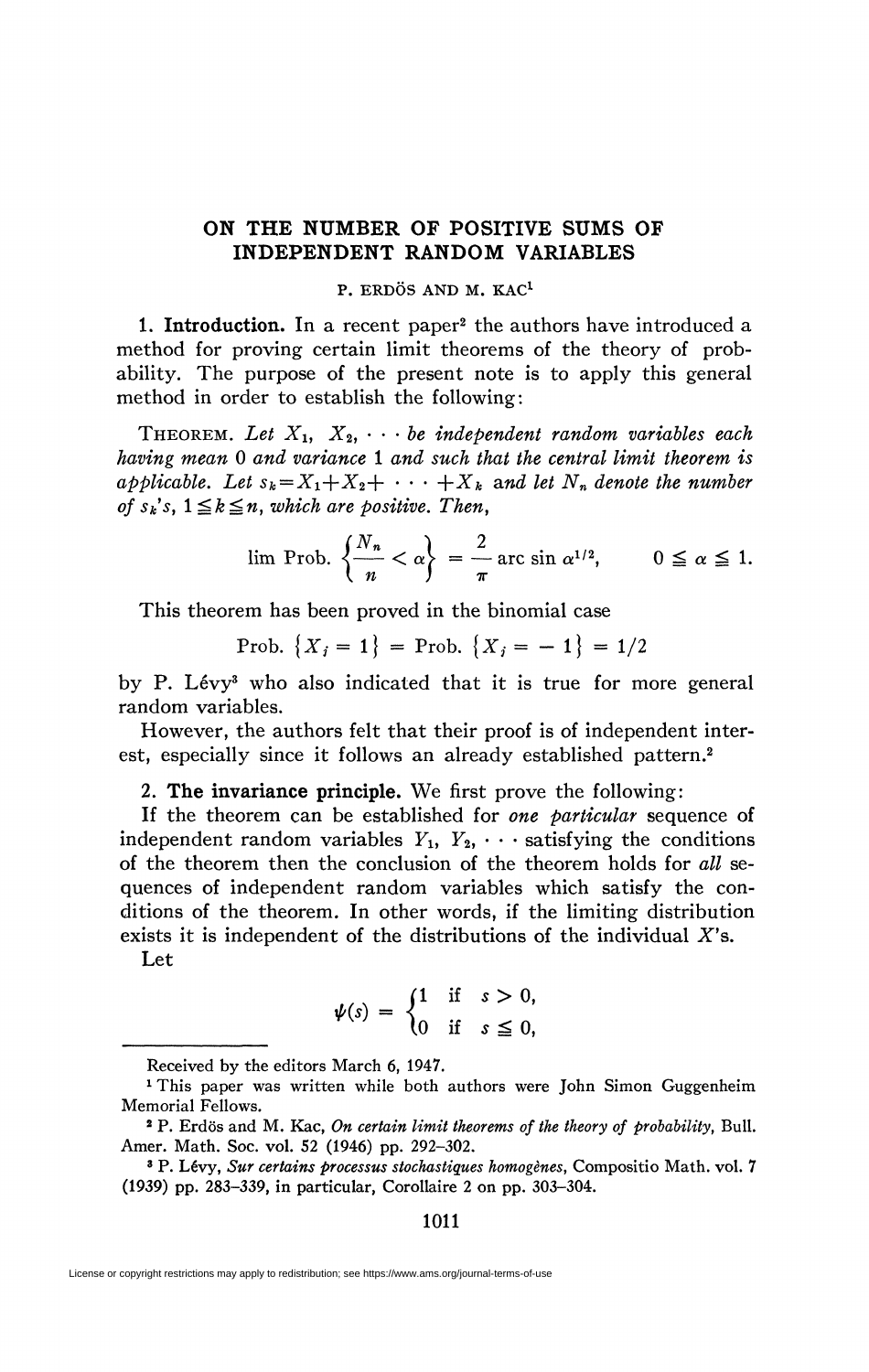# ON THE NUMBER OF POSITIVE SUMS OF INDEPENDENT RANDOM VARIABLES

P. ERDÖS AND M. KAC[1]

**1. Introduction.** In a recent paper[2] the authors have introduced a method for proving certain limit theorems of the theory of probability. The purpose of the present note is to apply this general method in order to establish the following:

THEOREM. *Let $X_1, X_2, \cdots$ be independent random variables each having mean 0 and variance 1 and such that the central limit theorem is applicable. Let $s_k = X_1 + X_2 + \cdots + X_k$ and let $N_n$ denote the number of $s_k$'s, $1 \leqq k \leqq n$, which are positive. Then,*

$$\lim \text{Prob.} \left\{ \frac{N_n}{n} < \alpha \right\} = \frac{2}{\pi} \text{arc sin } \alpha^{1/2}, \qquad 0 \leqq \alpha \leqq 1.$$

This theorem has been proved in the binomial case

$$\text{Prob. } \{X_j = 1\} = \text{Prob. } \{X_j = -1\} = 1/2$$

by P. Lévy[3] who also indicated that it is true for more general random variables.

However, the authors felt that their proof is of independent interest, especially since it follows an already established pattern.[2]

**2. The invariance principle.** We first prove the following:

If the theorem can be established for *one particular* sequence of independent random variables $Y_1, Y_2, \cdots$ satisfying the conditions of the theorem then the conclusion of the theorem holds for *all* sequences of independent random variables which satisfy the conditions of the theorem. In other words, if the limiting distribution exists it is independent of the distributions of the individual $X$'s.

Let

$$\psi(s) = \begin{cases} 1 & \text{if } s > 0, \\ 0 & \text{if } s \leqq 0, \end{cases}$$

---

Received by the editors March 6, 1947.

[1] This paper was written while both authors were John Simon Guggenheim Memorial Fellows.

[2] P. Erdös and M. Kac, *On certain limit theorems of the theory of probability*, Bull. Amer. Math. Soc. vol. 52 (1946) pp. 292–302.

[3] P. Lévy, *Sur certains processus stochastiques homogènes*, Compositio Math. vol. 7 (1939) pp. 283–339, in particular, Corollaire 2 on pp. 303–304.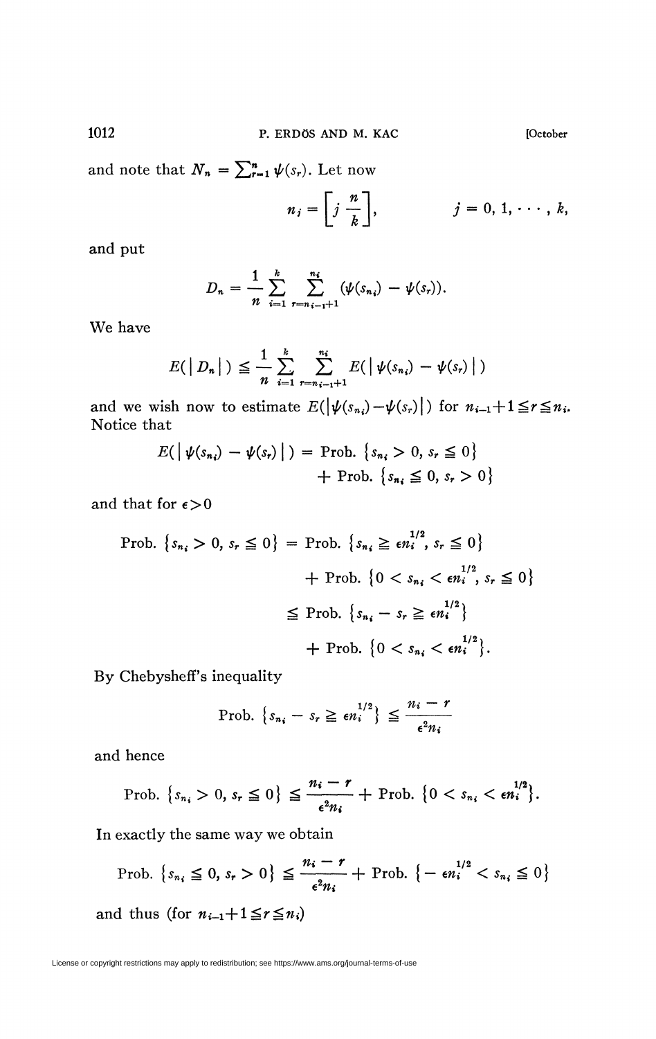and note that $N_n = \sum_{r=1}^{n} \psi(s_r)$. Let now

$$n_j = \left[ j \frac{n}{k} \right], \qquad j = 0, 1, \cdots, k,$$

and put

$$D_n = \frac{1}{n} \sum_{i=1}^{k} \sum_{r=n_{i-1}+1}^{n_i} (\psi(s_{n_i}) - \psi(s_r)).$$

We have

$$E(|D_n|) \leqq \frac{1}{n} \sum_{i=1}^{k} \sum_{r=n_{i-1}+1}^{n_i} E(|\psi(s_{n_i}) - \psi(s_r)|)$$

and we wish now to estimate $E(|\psi(s_{n_i}) - \psi(s_r)|)$ for $n_{i-1}+1 \leqq r \leqq n_i$. Notice that

$$E(|\psi(s_{n_i}) - \psi(s_r)|) = \text{Prob.}\left\{s_{n_i} > 0,\ s_r \leqq 0\right\} + \text{Prob.}\left\{s_{n_i} \leqq 0,\ s_r > 0\right\}$$

and that for $\epsilon > 0$

$$\begin{aligned}
\text{Prob.}\left\{s_{n_i} > 0,\ s_r \leqq 0\right\} &= \text{Prob.}\left\{s_{n_i} \geqq \epsilon n_i^{1/2},\ s_r \leqq 0\right\} \\
&\quad + \text{Prob.}\left\{0 < s_{n_i} < \epsilon n_i^{1/2},\ s_r \leqq 0\right\} \\
&\leqq \text{Prob.}\left\{s_{n_i} - s_r \geqq \epsilon n_i^{1/2}\right\} \\
&\quad + \text{Prob.}\left\{0 < s_{n_i} < \epsilon n_i^{1/2}\right\}.
\end{aligned}$$

By Chebysheff's inequality

$$\text{Prob.}\left\{s_{n_i} - s_r \geqq \epsilon n_i^{1/2}\right\} \leqq \frac{n_i - r}{\epsilon^2 n_i}$$

and hence

$$\text{Prob.}\left\{s_{n_i} > 0,\ s_r \leqq 0\right\} \leqq \frac{n_i - r}{\epsilon^2 n_i} + \text{Prob.}\left\{0 < s_{n_i} < \epsilon n_i^{1/2}\right\}.$$

In exactly the same way we obtain

$$\text{Prob.}\left\{s_{n_i} \leqq 0,\ s_r > 0\right\} \leqq \frac{n_i - r}{\epsilon^2 n_i} + \text{Prob.}\left\{-\epsilon n_i^{1/2} < s_{n_i} \leqq 0\right\}$$

and thus (for $n_{i-1}+1 \leqq r \leqq n_i$)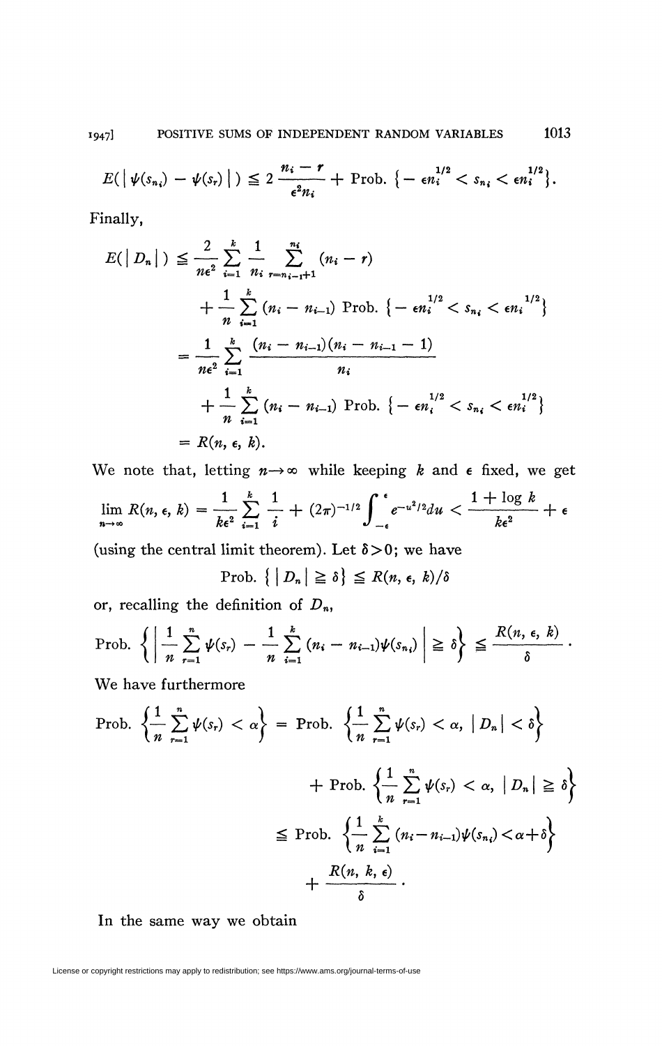$$E(|\psi(s_{n_i}) - \psi(s_r)|) \leqq 2\frac{n_i - r}{\epsilon^2 n_i} + \text{Prob. }\{-\epsilon n_i^{1/2} < s_{n_i} < \epsilon n_i^{1/2}\}.$$

Finally,

$$\begin{aligned}
E(|D_n|) &\leqq \frac{2}{n\epsilon^2}\sum_{i=1}^{k}\frac{1}{n_i}\sum_{r=n_{i-1}+1}^{n_i}(n_i - r) \\
&\quad + \frac{1}{n}\sum_{i=1}^{k}(n_i - n_{i-1})\text{ Prob. }\{-\epsilon n_i^{1/2} < s_{n_i} < \epsilon n_i^{1/2}\} \\
&= \frac{1}{n\epsilon^2}\sum_{i=1}^{k}\frac{(n_i - n_{i-1})(n_i - n_{i-1} - 1)}{n_i} \\
&\quad + \frac{1}{n}\sum_{i=1}^{k}(n_i - n_{i-1})\text{ Prob. }\{-\epsilon n_i^{1/2} < s_{n_i} < \epsilon n_i^{1/2}\} \\
&= R(n, \epsilon, k).
\end{aligned}$$

We note that, letting $n \to \infty$ while keeping $k$ and $\epsilon$ fixed, we get

$$\lim_{n\to\infty} R(n, \epsilon, k) = \frac{1}{k\epsilon^2}\sum_{i=1}^{k}\frac{1}{i} + (2\pi)^{-1/2}\int_{-\epsilon}^{\epsilon} e^{-u^2/2}du < \frac{1 + \log k}{k\epsilon^2} + \epsilon$$

(using the central limit theorem). Let $\delta > 0$; we have

$$\text{Prob. }\{|D_n| \geqq \delta\} \leqq R(n, \epsilon, k)/\delta$$

or, recalling the definition of $D_n$,

$$\text{Prob. }\left\{\left|\frac{1}{n}\sum_{r=1}^{n}\psi(s_r) - \frac{1}{n}\sum_{i=1}^{k}(n_i - n_{i-1})\psi(s_{n_i})\right| \geqq \delta\right\} \leqq \frac{R(n, \epsilon, k)}{\delta}.$$

We have furthermore

$$\begin{aligned}
\text{Prob. }\left\{\frac{1}{n}\sum_{r=1}^{n}\psi(s_r) < \alpha\right\} &= \text{Prob. }\left\{\frac{1}{n}\sum_{r=1}^{n}\psi(s_r) < \alpha,\ |D_n| < \delta\right\} \\
&\quad + \text{Prob. }\left\{\frac{1}{n}\sum_{r=1}^{n}\psi(s_r) < \alpha,\ |D_n| \geqq \delta\right\} \\
&\leqq \text{Prob. }\left\{\frac{1}{n}\sum_{i=1}^{k}(n_i - n_{i-1})\psi(s_{n_i}) < \alpha + \delta\right\} \\
&\quad + \frac{R(n, k, \epsilon)}{\delta}.
\end{aligned}$$

In the same way we obtain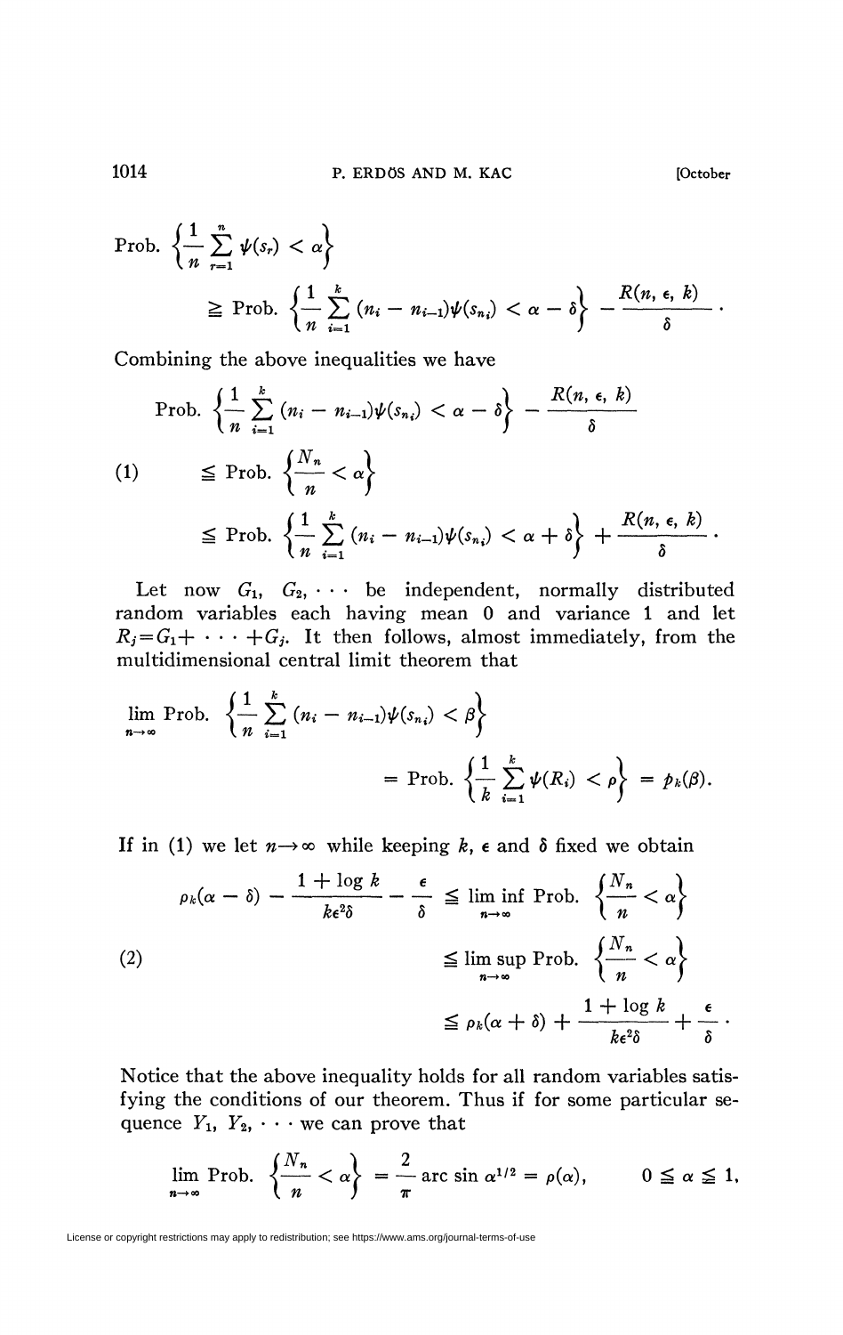$$\text{Prob.}\left\{\frac{1}{n}\sum_{r=1}^{n}\psi(s_r) < \alpha\right\}$$

$$\geqq \text{Prob.}\left\{\frac{1}{n}\sum_{i=1}^{k}(n_i - n_{i-1})\psi(s_{n_i}) < \alpha - \delta\right\} - \frac{R(n, \epsilon, k)}{\delta}.$$

Combining the above inequalities we have

$$\text{Prob.}\left\{\frac{1}{n}\sum_{i=1}^{k}(n_i - n_{i-1})\psi(s_{n_i}) < \alpha - \delta\right\} - \frac{R(n, \epsilon, k)}{\delta}$$

$$(1) \qquad \leqq \text{Prob.}\left\{\frac{N_n}{n} < \alpha\right\}$$

$$\leqq \text{Prob.}\left\{\frac{1}{n}\sum_{i=1}^{k}(n_i - n_{i-1})\psi(s_{n_i}) < \alpha + \delta\right\} + \frac{R(n, \epsilon, k)}{\delta}.$$

Let now $G_1, G_2, \cdots$ be independent, normally distributed random variables each having mean 0 and variance 1 and let $R_j = G_1 + \cdots + G_j$. It then follows, almost immediately, from the multidimensional central limit theorem that

$$\lim_{n\to\infty} \text{Prob.}\left\{\frac{1}{n}\sum_{i=1}^{k}(n_i - n_{i-1})\psi(s_{n_i}) < \beta\right\}$$

$$= \text{Prob.}\left\{\frac{1}{k}\sum_{i=1}^{k}\psi(R_i) < \rho\right\} = p_k(\beta).$$

If in (1) we let $n \to \infty$ while keeping $k$, $\epsilon$ and $\delta$ fixed we obtain

$$\rho_k(\alpha - \delta) - \frac{1 + \log k}{k\epsilon^2\delta} - \frac{\epsilon}{\delta} \leqq \liminf_{n\to\infty} \text{Prob.}\left\{\frac{N_n}{n} < \alpha\right\}$$

$$(2) \qquad \leqq \limsup_{n\to\infty} \text{Prob.}\left\{\frac{N_n}{n} < \alpha\right\}$$

$$\leqq \rho_k(\alpha + \delta) + \frac{1 + \log k}{k\epsilon^2\delta} + \frac{\epsilon}{\delta}.$$

Notice that the above inequality holds for all random variables satisfying the conditions of our theorem. Thus if for some particular sequence $Y_1, Y_2, \cdots$ we can prove that

$$\lim_{n\to\infty} \text{Prob.}\left\{\frac{N_n}{n} < \alpha\right\} = \frac{2}{\pi}\arcsin \alpha^{1/2} = \rho(\alpha), \qquad 0 \leqq \alpha \leqq 1,$$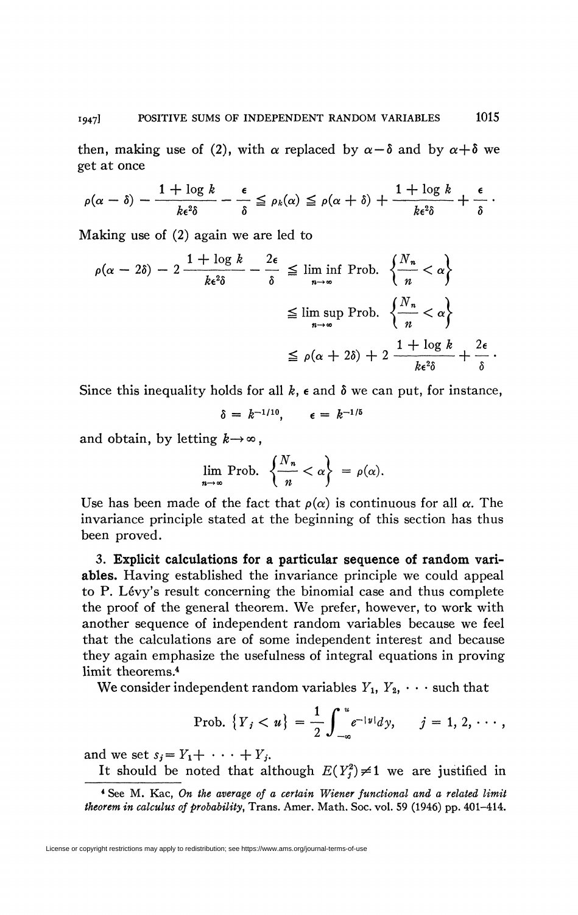then, making use of (2), with $\alpha$ replaced by $\alpha-\delta$ and by $\alpha+\delta$ we get at once

$$\rho(\alpha-\delta) - \frac{1+\log k}{k\epsilon^2\delta} - \frac{\epsilon}{\delta} \leqq \rho_k(\alpha) \leqq \rho(\alpha+\delta) + \frac{1+\log k}{k\epsilon^2\delta} + \frac{\epsilon}{\delta}.$$

Making use of (2) again we are led to

$$\begin{aligned}
\rho(\alpha-2\delta) - 2\,\frac{1+\log k}{k\epsilon^2\delta} - \frac{2\epsilon}{\delta} &\leqq \liminf_{n\to\infty} \text{Prob.}\left\{\frac{N_n}{n} < \alpha\right\} \\
&\leqq \limsup_{n\to\infty} \text{Prob.}\left\{\frac{N_n}{n} < \alpha\right\} \\
&\leqq \rho(\alpha+2\delta) + 2\,\frac{1+\log k}{k\epsilon^2\delta} + \frac{2\epsilon}{\delta}.
\end{aligned}$$

Since this inequality holds for all $k$, $\epsilon$ and $\delta$ we can put, for instance,

$$\delta = k^{-1/10}, \qquad \epsilon = k^{-1/5}$$

and obtain, by letting $k\to\infty$,

$$\lim_{n\to\infty} \text{Prob.}\left\{\frac{N_n}{n} < \alpha\right\} = \rho(\alpha).$$

Use has been made of the fact that $\rho(\alpha)$ is continuous for all $\alpha$. The invariance principle stated at the beginning of this section has thus been proved.

**3. Explicit calculations for a particular sequence of random variables.** Having established the invariance principle we could appeal to P. Lévy's result concerning the binomial case and thus complete the proof of the general theorem. We prefer, however, to work with another sequence of independent random variables because we feel that the calculations are of some independent interest and because they again emphasize the usefulness of integral equations in proving limit theorems.[4]

We consider independent random variables $Y_1, Y_2, \cdots$ such that

$$\text{Prob.}\{Y_j < u\} = \frac{1}{2}\int_{-\infty}^{u} e^{-|y|}dy, \qquad j = 1, 2, \cdots,$$

and we set $s_j = Y_1 + \cdots + Y_j$.

It should be noted that although $E(Y_j^2) \neq 1$ we are justified in

[4] See M. Kac, *On the average of a certain Wiener functional and a related limit theorem in calculus of probability*, Trans. Amer. Math. Soc. vol. 59 (1946) pp. 401–414.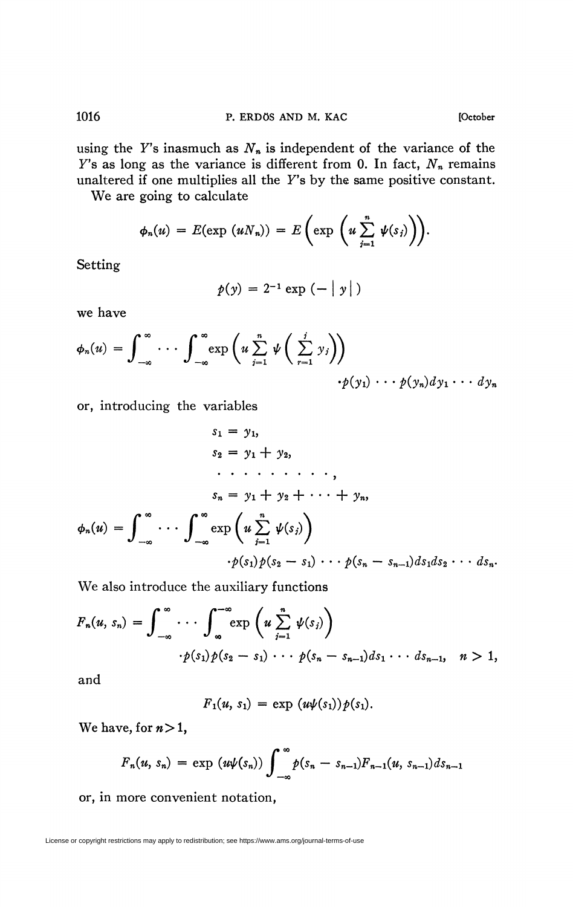using the $Y$'s inasmuch as $N_n$ is independent of the variance of the $Y$'s as long as the variance is different from 0. In fact, $N_n$ remains unaltered if one multiplies all the $Y$'s by the same positive constant.

We are going to calculate

$$\phi_n(u) = E(\exp(uN_n)) = E\left(\exp\left(u\sum_{j=1}^{n}\psi(s_j)\right)\right).$$

Setting

$$p(y) = 2^{-1}\exp(-|y|)$$

we have

$$\phi_n(u) = \int_{-\infty}^{\infty}\cdots\int_{-\infty}^{\infty}\exp\left(u\sum_{j=1}^{n}\psi\left(\sum_{r=1}^{j}y_j\right)\right)\cdot p(y_1)\cdots p(y_n)dy_1\cdots dy_n$$

or, introducing the variables

$$s_1 = y_1,$$
$$s_2 = y_1 + y_2,$$
$$\cdots\cdots\cdots\cdots,$$
$$s_n = y_1 + y_2 + \cdots + y_n,$$

$$\phi_n(u) = \int_{-\infty}^{\infty}\cdots\int_{-\infty}^{\infty}\exp\left(u\sum_{j=1}^{n}\psi(s_j)\right)\cdot p(s_1)p(s_2 - s_1)\cdots p(s_n - s_{n-1})ds_1 ds_2\cdots ds_n.$$

We also introduce the auxiliary functions

$$F_n(u, s_n) = \int_{-\infty}^{\infty}\cdots\int_{\infty}^{-\infty}\exp\left(u\sum_{j=1}^{n}\psi(s_j)\right)\cdot p(s_1)p(s_2 - s_1)\cdots p(s_n - s_{n-1})ds_1\cdots ds_{n-1}, \quad n > 1,$$

and

$$F_1(u, s_1) = \exp(u\psi(s_1))p(s_1).$$

We have, for $n > 1$,

$$F_n(u, s_n) = \exp(u\psi(s_n))\int_{-\infty}^{\infty}p(s_n - s_{n-1})F_{n-1}(u, s_{n-1})ds_{n-1}$$

or, in more convenient notation,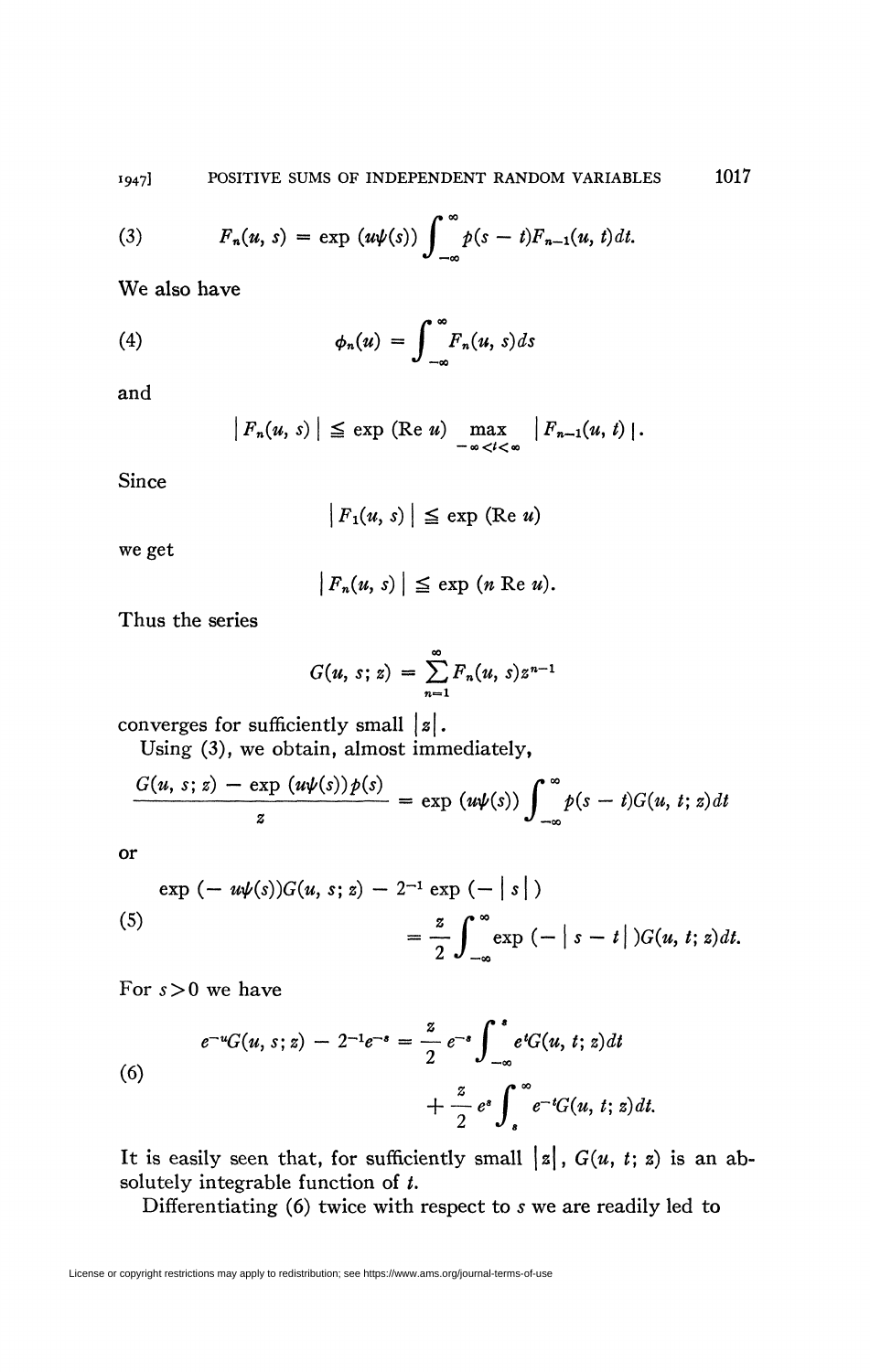$$(3) \qquad F_n(u, s) = \exp(u\psi(s)) \int_{-\infty}^{\infty} p(s-t) F_{n-1}(u, t)\, dt.$$

We also have

$$(4) \qquad \phi_n(u) = \int_{-\infty}^{\infty} F_n(u, s)\, ds$$

and

$$|F_n(u, s)| \leqq \exp(\operatorname{Re} u) \max_{-\infty < t < \infty} |F_{n-1}(u, t)|.$$

Since

$$|F_1(u, s)| \leqq \exp(\operatorname{Re} u)$$

we get

$$|F_n(u, s)| \leqq \exp(n \operatorname{Re} u).$$

Thus the series

$$G(u, s; z) = \sum_{n=1}^{\infty} F_n(u, s) z^{n-1}$$

converges for sufficiently small $|z|$.

Using (3), we obtain, almost immediately,

$$\frac{G(u, s; z) - \exp(u\psi(s))p(s)}{z} = \exp(u\psi(s)) \int_{-\infty}^{\infty} p(s-t) G(u, t; z)\, dt$$

or

$$(5) \qquad \exp(-u\psi(s))G(u, s; z) - 2^{-1}\exp(-|s|) = \frac{z}{2}\int_{-\infty}^{\infty} \exp(-|s-t|) G(u, t; z)\, dt.$$

For $s > 0$ we have

$$(6) \qquad e^{-u}G(u, s; z) - 2^{-1}e^{-s} = \frac{z}{2} e^{-s} \int_{-\infty}^{s} e^{t} G(u, t; z)\, dt + \frac{z}{2} e^{s} \int_{s}^{\infty} e^{-t} G(u, t; z)\, dt.$$

It is easily seen that, for sufficiently small $|z|$, $G(u, t; z)$ is an absolutely integrable function of $t$.

Differentiating (6) twice with respect to $s$ we are readily led to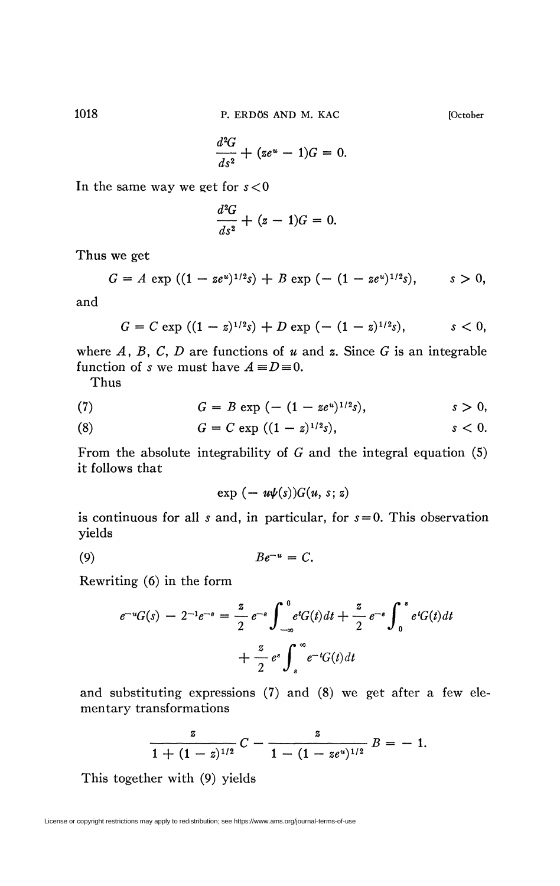$$\frac{d^2G}{ds^2} + (ze^u - 1)G = 0.$$

In the same way we get for $s<0$

$$\frac{d^2G}{ds^2} + (z - 1)G = 0.$$

Thus we get

$$G = A \exp ((1 - ze^u)^{1/2}s) + B \exp (- (1 - ze^u)^{1/2}s), \qquad s > 0,$$

and

$$G = C \exp ((1 - z)^{1/2}s) + D \exp (- (1 - z)^{1/2}s), \qquad s < 0,$$

where $A$, $B$, $C$, $D$ are functions of $u$ and $z$. Since $G$ is an integrable function of $s$ we must have $A \equiv D \equiv 0$.

Thus

$$G = B \exp (- (1 - ze^u)^{1/2}s), \qquad s > 0, \tag{7}$$

$$G = C \exp ((1 - z)^{1/2}s), \qquad s < 0. \tag{8}$$

From the absolute integrability of $G$ and the integral equation (5) it follows that

$$\exp (- u\psi(s))G(u, s; z)$$

is continuous for all $s$ and, in particular, for $s=0$. This observation yields

$$Be^{-u} = C. \tag{9}$$

Rewriting (6) in the form

$$e^{-u}G(s) - 2^{-1}e^{-s} = \frac{z}{2} e^{-s}\int_{-\infty}^{0} e^tG(t)dt + \frac{z}{2} e^{-s}\int_{0}^{s} e^tG(t)dt + \frac{z}{2} e^{s}\int_{s}^{\infty} e^{-t}G(t)dt$$

and substituting expressions (7) and (8) we get after a few elementary transformations

$$\frac{z}{1 + (1 - z)^{1/2}} C - \frac{z}{1 - (1 - ze^u)^{1/2}} B = - 1.$$

This together with (9) yields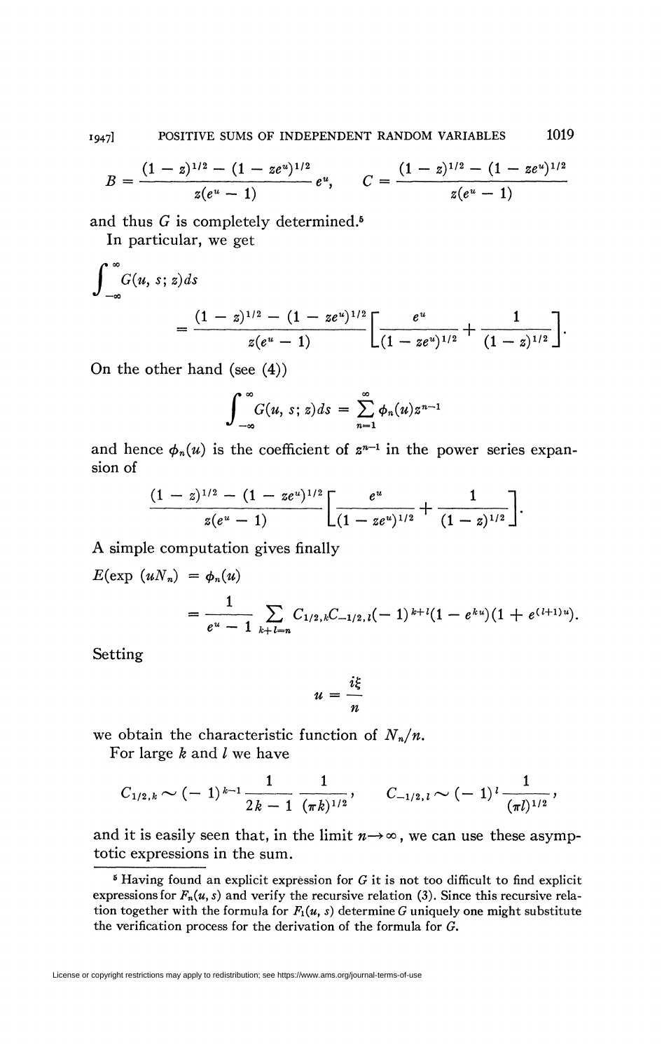$$B = \frac{(1-z)^{1/2} - (1-ze^u)^{1/2}}{z(e^u - 1)} e^u, \qquad C = \frac{(1-z)^{1/2} - (1-ze^u)^{1/2}}{z(e^u - 1)}$$

and thus $G$ is completely determined.[5]

In particular, we get

$$\int_{-\infty}^{\infty} G(u, s; z) ds = \frac{(1-z)^{1/2} - (1-ze^u)^{1/2}}{z(e^u - 1)} \left[ \frac{e^u}{(1-ze^u)^{1/2}} + \frac{1}{(1-z)^{1/2}} \right].$$

On the other hand (see (4))

$$\int_{-\infty}^{\infty} G(u, s; z) ds = \sum_{n=1}^{\infty} \phi_n(u) z^{n-1}$$

and hence $\phi_n(u)$ is the coefficient of $z^{n-1}$ in the power series expansion of

$$\frac{(1-z)^{1/2} - (1-ze^u)^{1/2}}{z(e^u - 1)} \left[ \frac{e^u}{(1-ze^u)^{1/2}} + \frac{1}{(1-z)^{1/2}} \right].$$

A simple computation gives finally

$$E(\exp (uN_n) = \phi_n(u) = \frac{1}{e^u - 1} \sum_{k+l=n} C_{1/2,k} C_{-1/2,l} (-1)^{k+l} (1 - e^{ku})(1 + e^{(l+1)u}).$$

Setting

$$u = \frac{i\xi}{n}$$

we obtain the characteristic function of $N_n/n$.

For large $k$ and $l$ we have

$$C_{1/2,k} \sim (-1)^{k-1} \frac{1}{2k-1} \frac{1}{(\pi k)^{1/2}}, \qquad C_{-1/2,l} \sim (-1)^l \frac{1}{(\pi l)^{1/2}},$$

and it is easily seen that, in the limit $n \to \infty$, we can use these asymptotic expressions in the sum.

---

[5] Having found an explicit expression for $G$ it is not too difficult to find explicit expressions for $F_n(u, s)$ and verify the recursive relation (3). Since this recursive relation together with the formula for $F_1(u, s)$ determine $G$ uniquely one might substitute the verification process for the derivation of the formula for $G$.

License or copyright restrictions may apply to redistribution; see https://www.ams.org/journal-terms-of-use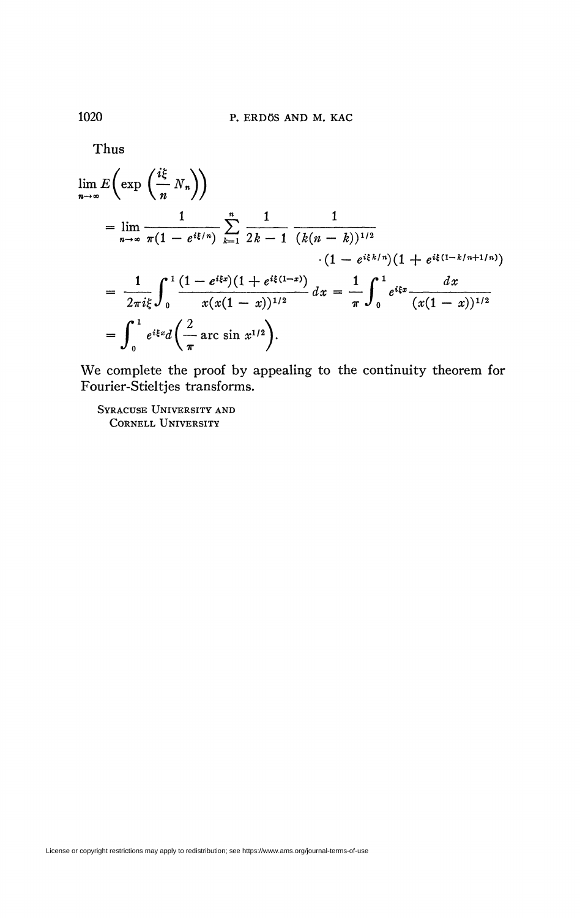Thus

$$
\begin{aligned}
\lim_{n\to\infty} E\left(\exp\left(\frac{i\xi}{n}N_n\right)\right)
&= \lim_{n\to\infty} \frac{1}{\pi(1-e^{i\xi/n})} \sum_{k=1}^{n} \frac{1}{2k-1}\, \frac{1}{(k(n-k))^{1/2}} \\
&\qquad \cdot (1-e^{i\xi k/n})(1+e^{i\xi(1-k/n+1/n)}) \\
&= \frac{1}{2\pi i\xi}\int_0^1 \frac{(1-e^{i\xi x})(1+e^{i\xi(1-x)})}{x(x(1-x))^{1/2}}\,dx = \frac{1}{\pi}\int_0^1 e^{i\xi x}\frac{dx}{(x(1-x))^{1/2}} \\
&= \int_0^1 e^{i\xi x} d\left(\frac{2}{\pi}\arcsin x^{1/2}\right).
\end{aligned}
$$

We complete the proof by appealing to the continuity theorem for Fourier-Stieltjes transforms.

SYRACUSE UNIVERSITY AND
CORNELL UNIVERSITY